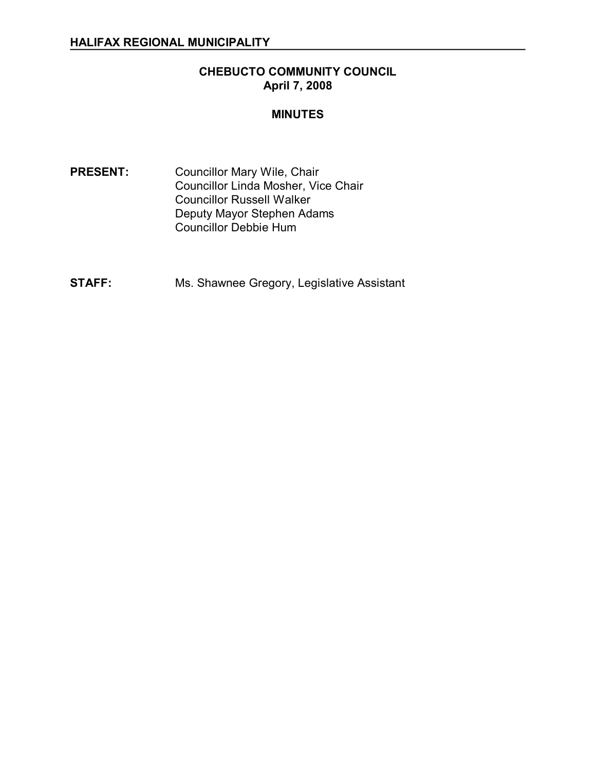**HALIFAX REGIONAL MUNICIPALITY**

# CHEBUCTO COMMUNITY COUNCIL
## April 7, 2008

## MINUTES

**PRESENT:** Councillor Mary Wile, Chair
Councillor Linda Mosher, Vice Chair
Councillor Russell Walker
Deputy Mayor Stephen Adams
Councillor Debbie Hum

**STAFF:** Ms. Shawnee Gregory, Legislative Assistant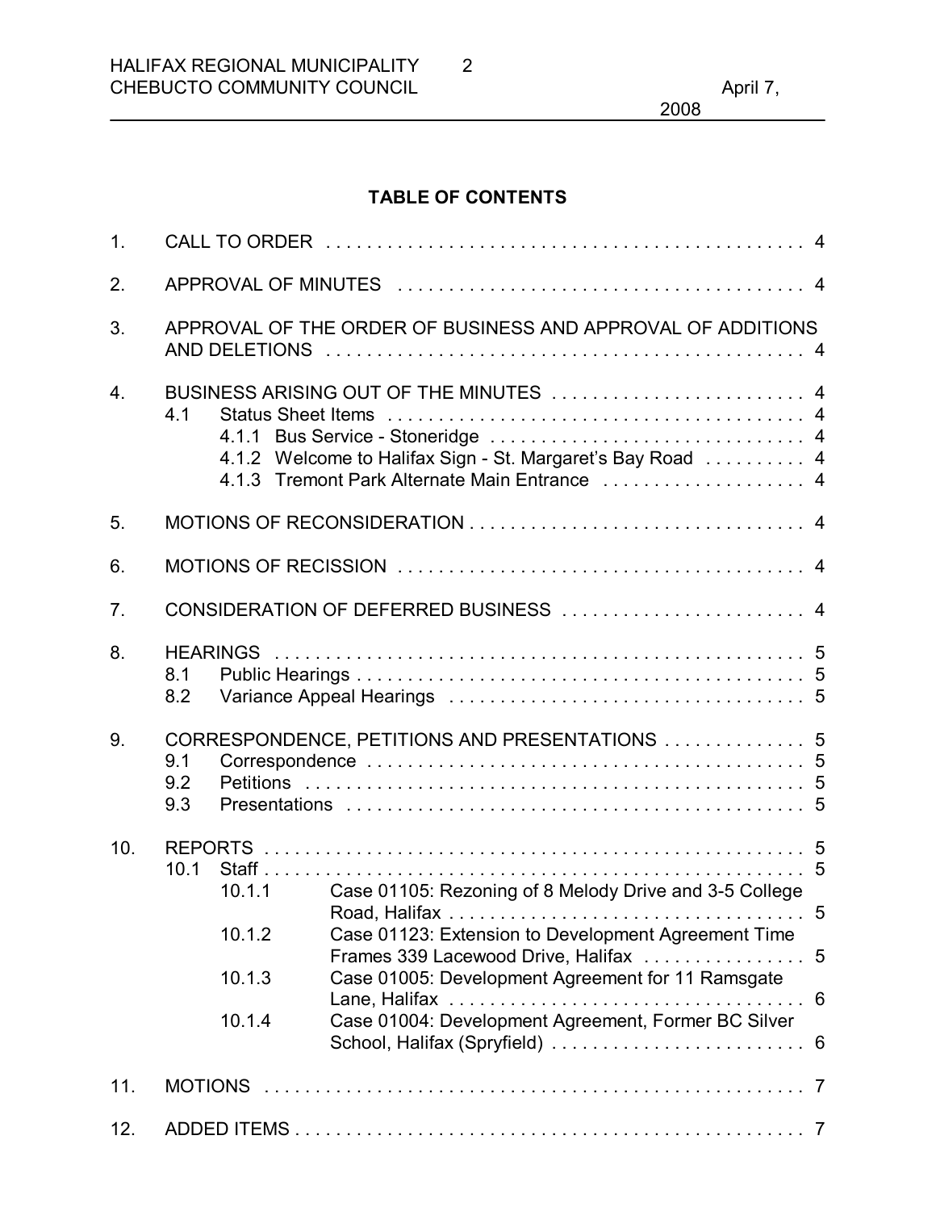## TABLE OF CONTENTS

1. CALL TO ORDER . . . . . . . . . . . . . . . . . . . . . . . . . . . . . . . . . . . . . . . . . . . . . . . . 4

2. APPROVAL OF MINUTES . . . . . . . . . . . . . . . . . . . . . . . . . . . . . . . . . . . . . . . . 4

3. APPROVAL OF THE ORDER OF BUSINESS AND APPROVAL OF ADDITIONS AND DELETIONS . . . . . . . . . . . . . . . . . . . . . . . . . . . . . . . . . . . . . . . . . . . . . . . 4

4. BUSINESS ARISING OUT OF THE MINUTES . . . . . . . . . . . . . . . . . . . . . . . . . 4
   - 4.1 Status Sheet Items . . . . . . . . . . . . . . . . . . . . . . . . . . . . . . . . . . . . . . . . . 4
     - 4.1.1 Bus Service - Stoneridge . . . . . . . . . . . . . . . . . . . . . . . . . . . . . . 4
     - 4.1.2 Welcome to Halifax Sign - St. Margaret's Bay Road . . . . . . . . . . 4
     - 4.1.3 Tremont Park Alternate Main Entrance . . . . . . . . . . . . . . . . . . . . 4

5. MOTIONS OF RECONSIDERATION . . . . . . . . . . . . . . . . . . . . . . . . . . . . . . . . . 4

6. MOTIONS OF RECISSION . . . . . . . . . . . . . . . . . . . . . . . . . . . . . . . . . . . . . . . . 4

7. CONSIDERATION OF DEFERRED BUSINESS . . . . . . . . . . . . . . . . . . . . . . . . 4

8. HEARINGS . . . . . . . . . . . . . . . . . . . . . . . . . . . . . . . . . . . . . . . . . . . . . . . . . . . . 5
   - 8.1 Public Hearings . . . . . . . . . . . . . . . . . . . . . . . . . . . . . . . . . . . . . . . . . . . . 5
   - 8.2 Variance Appeal Hearings . . . . . . . . . . . . . . . . . . . . . . . . . . . . . . . . . . . 5

9. CORRESPONDENCE, PETITIONS AND PRESENTATIONS . . . . . . . . . . . . . . 5
   - 9.1 Correspondence . . . . . . . . . . . . . . . . . . . . . . . . . . . . . . . . . . . . . . . . . . . 5
   - 9.2 Petitions . . . . . . . . . . . . . . . . . . . . . . . . . . . . . . . . . . . . . . . . . . . . . . . . . 5
   - 9.3 Presentations . . . . . . . . . . . . . . . . . . . . . . . . . . . . . . . . . . . . . . . . . . . . . 5

10. REPORTS . . . . . . . . . . . . . . . . . . . . . . . . . . . . . . . . . . . . . . . . . . . . . . . . . . . . . 5
    - 10.1 Staff . . . . . . . . . . . . . . . . . . . . . . . . . . . . . . . . . . . . . . . . . . . . . . . . . . . . 5
      - 10.1.1 Case 01105: Rezoning of 8 Melody Drive and 3-5 College Road, Halifax . . . . . . . . . . . . . . . . . . . . . . . . . . . . . . . . . . 5
      - 10.1.2 Case 01123: Extension to Development Agreement Time Frames 339 Lacewood Drive, Halifax . . . . . . . . . . . . . . . . 5
      - 10.1.3 Case 01005: Development Agreement for 11 Ramsgate Lane, Halifax . . . . . . . . . . . . . . . . . . . . . . . . . . . . . . . . . . 6
      - 10.1.4 Case 01004: Development Agreement, Former BC Silver School, Halifax (Spryfield) . . . . . . . . . . . . . . . . . . . . . . . . . 6

11. MOTIONS . . . . . . . . . . . . . . . . . . . . . . . . . . . . . . . . . . . . . . . . . . . . . . . . . . . . . 7

12. ADDED ITEMS . . . . . . . . . . . . . . . . . . . . . . . . . . . . . . . . . . . . . . . . . . . . . . . . . . 7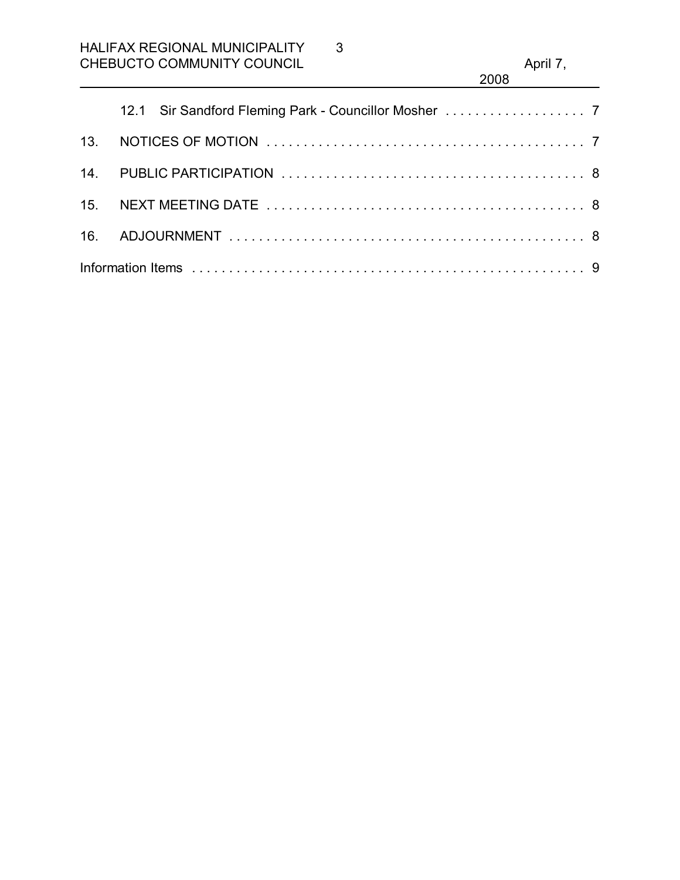12.1 Sir Sandford Fleming Park - Councillor Mosher . . . . . . . . . . . . . . . . . . . 7

13. NOTICES OF MOTION . . . . . . . . . . . . . . . . . . . . . . . . . . . . . . . . . . . . . . . . . . . 7

14. PUBLIC PARTICIPATION . . . . . . . . . . . . . . . . . . . . . . . . . . . . . . . . . . . . . . . . . 8

15. NEXT MEETING DATE . . . . . . . . . . . . . . . . . . . . . . . . . . . . . . . . . . . . . . . . . . 8

16. ADJOURNMENT . . . . . . . . . . . . . . . . . . . . . . . . . . . . . . . . . . . . . . . . . . . . . . . 8

Information Items . . . . . . . . . . . . . . . . . . . . . . . . . . . . . . . . . . . . . . . . . . . . . . . . . 9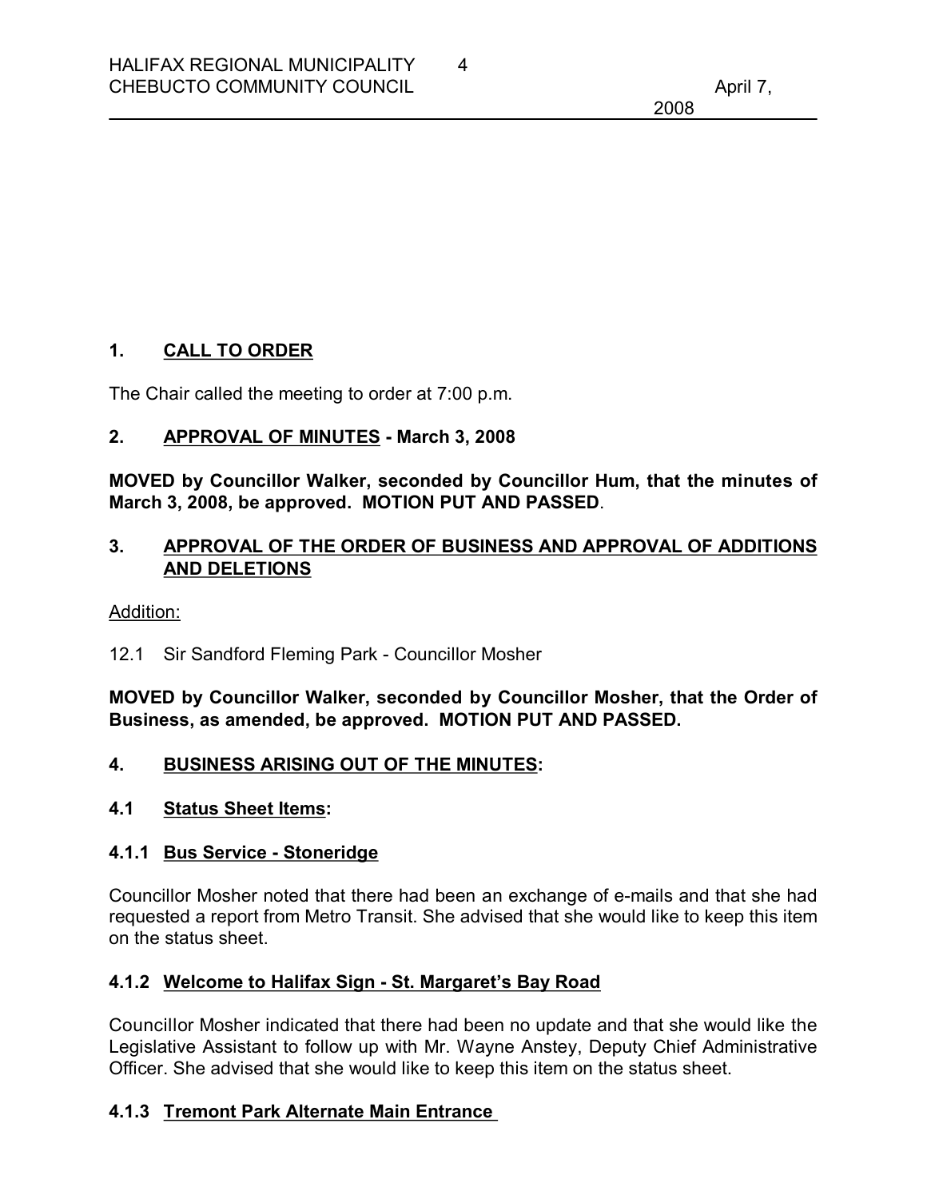## 1. CALL TO ORDER

The Chair called the meeting to order at 7:00 p.m.

## 2. APPROVAL OF MINUTES - March 3, 2008

**MOVED by Councillor Walker, seconded by Councillor Hum, that the minutes of March 3, 2008, be approved. MOTION PUT AND PASSED**.

## 3. APPROVAL OF THE ORDER OF BUSINESS AND APPROVAL OF ADDITIONS AND DELETIONS

Addition:

12.1 Sir Sandford Fleming Park - Councillor Mosher

**MOVED by Councillor Walker, seconded by Councillor Mosher, that the Order of Business, as amended, be approved. MOTION PUT AND PASSED.**

## 4. BUSINESS ARISING OUT OF THE MINUTES:

### 4.1 Status Sheet Items:

#### 4.1.1 Bus Service - Stoneridge

Councillor Mosher noted that there had been an exchange of e-mails and that she had requested a report from Metro Transit. She advised that she would like to keep this item on the status sheet.

#### 4.1.2 Welcome to Halifax Sign - St. Margaret's Bay Road

Councillor Mosher indicated that there had been no update and that she would like the Legislative Assistant to follow up with Mr. Wayne Anstey, Deputy Chief Administrative Officer. She advised that she would like to keep this item on the status sheet.

#### 4.1.3 Tremont Park Alternate Main Entrance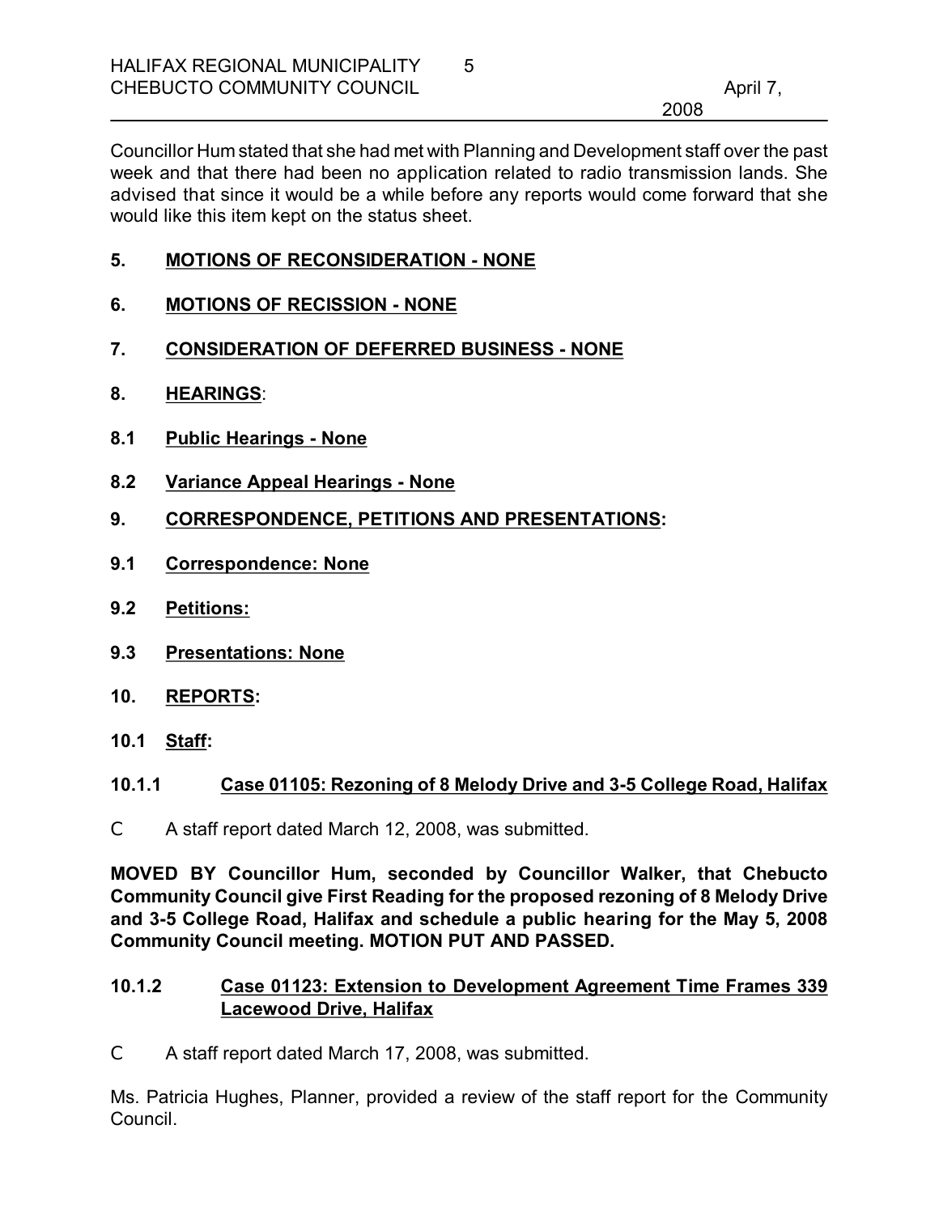Councillor Hum stated that she had met with Planning and Development staff over the past week and that there had been no application related to radio transmission lands. She advised that since it would be a while before any reports would come forward that she would like this item kept on the status sheet.

## 5. MOTIONS OF RECONSIDERATION - NONE

## 6. MOTIONS OF RECISSION - NONE

## 7. CONSIDERATION OF DEFERRED BUSINESS - NONE

## 8. HEARINGS:

### 8.1 Public Hearings - None

### 8.2 Variance Appeal Hearings - None

## 9. CORRESPONDENCE, PETITIONS AND PRESENTATIONS:

### 9.1 Correspondence: None

### 9.2 Petitions:

### 9.3 Presentations: None

## 10. REPORTS:

### 10.1 Staff:

#### 10.1.1 Case 01105: Rezoning of 8 Melody Drive and 3-5 College Road, Halifax

- A staff report dated March 12, 2008, was submitted.

**MOVED BY Councillor Hum, seconded by Councillor Walker, that Chebucto Community Council give First Reading for the proposed rezoning of 8 Melody Drive and 3-5 College Road, Halifax and schedule a public hearing for the May 5, 2008 Community Council meeting. MOTION PUT AND PASSED.**

#### 10.1.2 Case 01123: Extension to Development Agreement Time Frames 339 Lacewood Drive, Halifax

- A staff report dated March 17, 2008, was submitted.

Ms. Patricia Hughes, Planner, provided a review of the staff report for the Community Council.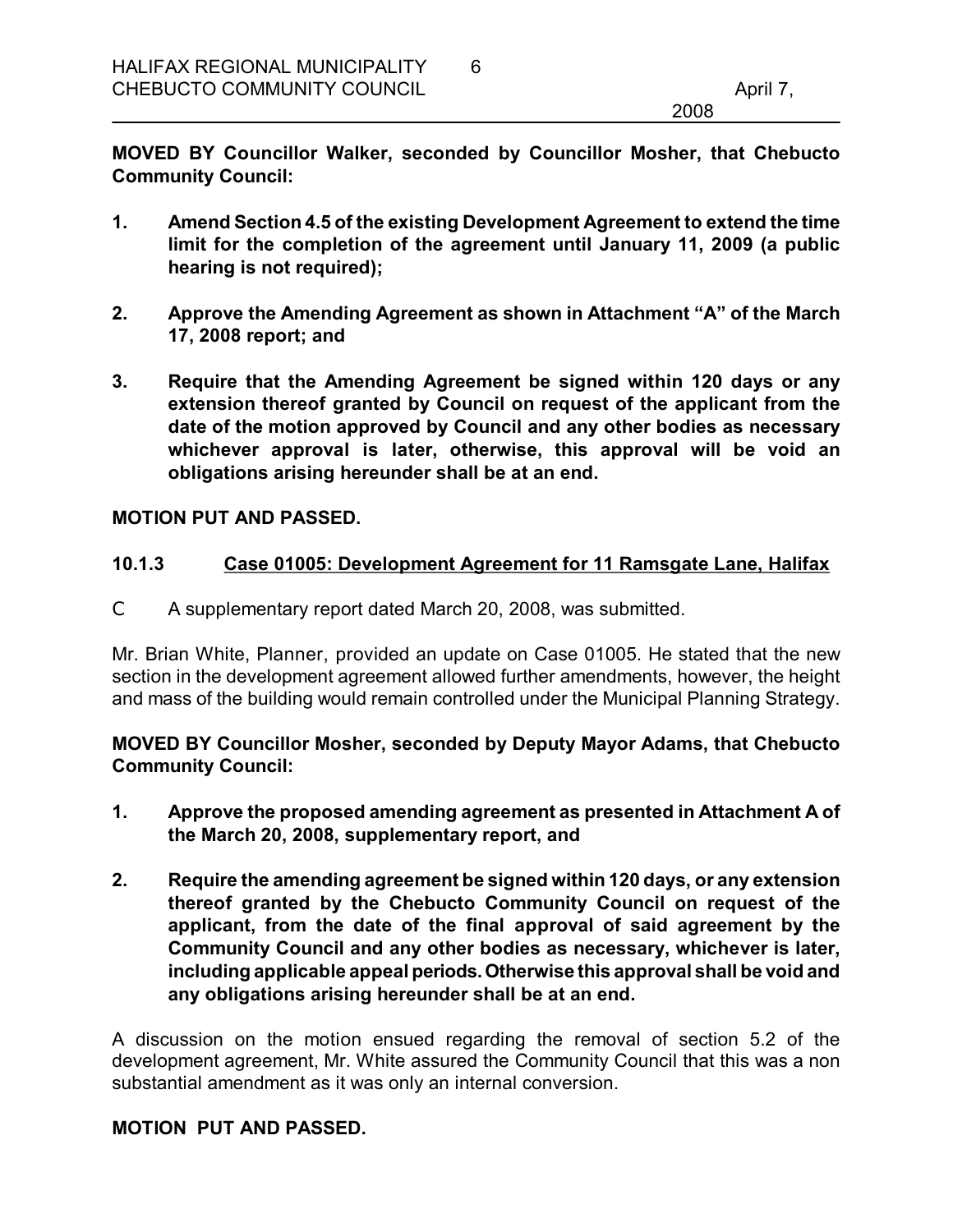**MOVED BY Councillor Walker, seconded by Councillor Mosher, that Chebucto Community Council:**

1. **Amend Section 4.5 of the existing Development Agreement to extend the time limit for the completion of the agreement until January 11, 2009 (a public hearing is not required);**

2. **Approve the Amending Agreement as shown in Attachment "A" of the March 17, 2008 report; and**

3. **Require that the Amending Agreement be signed within 120 days or any extension thereof granted by Council on request of the applicant from the date of the motion approved by Council and any other bodies as necessary whichever approval is later, otherwise, this approval will be void an obligations arising hereunder shall be at an end.**

**MOTION PUT AND PASSED.**

### 10.1.3 Case 01005: Development Agreement for 11 Ramsgate Lane, Halifax

- A supplementary report dated March 20, 2008, was submitted.

Mr. Brian White, Planner, provided an update on Case 01005. He stated that the new section in the development agreement allowed further amendments, however, the height and mass of the building would remain controlled under the Municipal Planning Strategy.

**MOVED BY Councillor Mosher, seconded by Deputy Mayor Adams, that Chebucto Community Council:**

1. **Approve the proposed amending agreement as presented in Attachment A of the March 20, 2008, supplementary report, and**

2. **Require the amending agreement be signed within 120 days, or any extension thereof granted by the Chebucto Community Council on request of the applicant, from the date of the final approval of said agreement by the Community Council and any other bodies as necessary, whichever is later, including applicable appeal periods. Otherwise this approval shall be void and any obligations arising hereunder shall be at an end.**

A discussion on the motion ensued regarding the removal of section 5.2 of the development agreement, Mr. White assured the Community Council that this was a non substantial amendment as it was only an internal conversion.

**MOTION PUT AND PASSED.**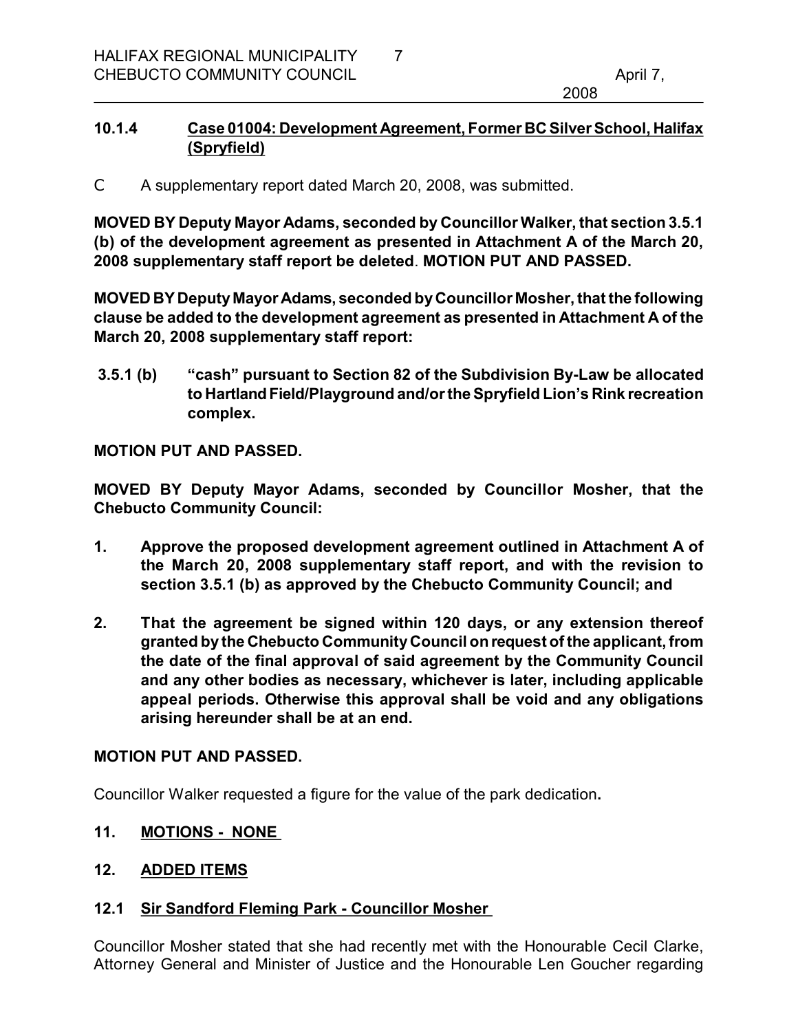**10.1.4 Case 01004: Development Agreement, Former BC Silver School, Halifax (Spryfield)**

C A supplementary report dated March 20, 2008, was submitted.

**MOVED BY Deputy Mayor Adams, seconded by Councillor Walker, that section 3.5.1 (b) of the development agreement as presented in Attachment A of the March 20, 2008 supplementary staff report be deleted**. **MOTION PUT AND PASSED.**

**MOVED BY Deputy Mayor Adams, seconded by Councillor Mosher, that the following clause be added to the development agreement as presented in Attachment A of the March 20, 2008 supplementary staff report:**

**3.5.1 (b) "cash" pursuant to Section 82 of the Subdivision By-Law be allocated to Hartland Field/Playground and/or the Spryfield Lion's Rink recreation complex.**

**MOTION PUT AND PASSED.**

**MOVED BY Deputy Mayor Adams, seconded by Councillor Mosher, that the Chebucto Community Council:**

1. **Approve the proposed development agreement outlined in Attachment A of the March 20, 2008 supplementary staff report, and with the revision to section 3.5.1 (b) as approved by the Chebucto Community Council; and**
2. **That the agreement be signed within 120 days, or any extension thereof granted by the Chebucto Community Council on request of the applicant, from the date of the final approval of said agreement by the Community Council and any other bodies as necessary, whichever is later, including applicable appeal periods. Otherwise this approval shall be void and any obligations arising hereunder shall be at an end.**

**MOTION PUT AND PASSED.**

Councillor Walker requested a figure for the value of the park dedication**.**

## 11. MOTIONS - NONE

## 12. ADDED ITEMS

### 12.1 Sir Sandford Fleming Park - Councillor Mosher

Councillor Mosher stated that she had recently met with the Honourable Cecil Clarke, Attorney General and Minister of Justice and the Honourable Len Goucher regarding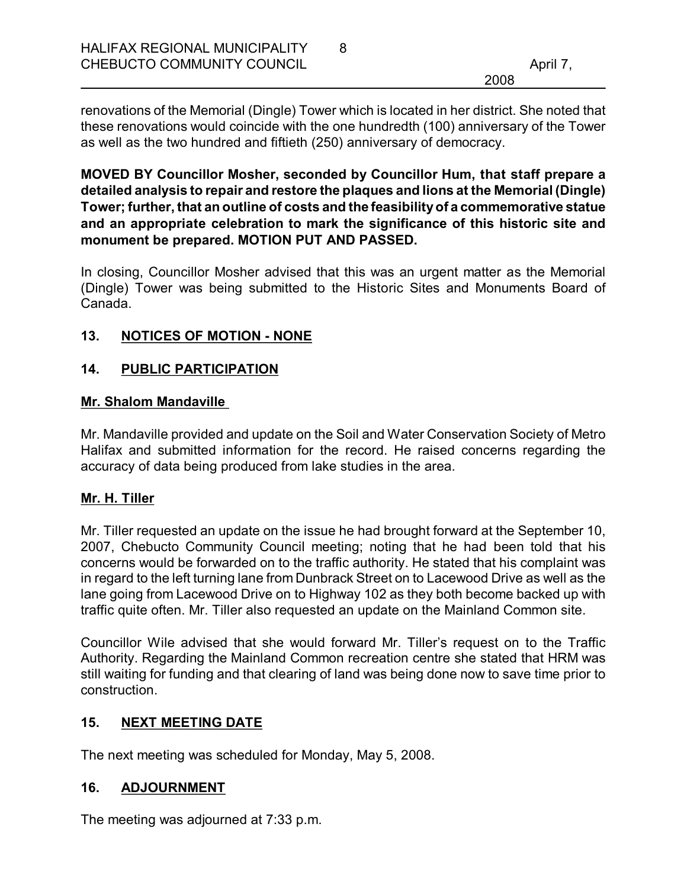renovations of the Memorial (Dingle) Tower which is located in her district. She noted that these renovations would coincide with the one hundredth (100) anniversary of the Tower as well as the two hundred and fiftieth (250) anniversary of democracy.

**MOVED BY Councillor Mosher, seconded by Councillor Hum, that staff prepare a detailed analysis to repair and restore the plaques and lions at the Memorial (Dingle) Tower; further, that an outline of costs and the feasibility of a commemorative statue and an appropriate celebration to mark the significance of this historic site and monument be prepared. MOTION PUT AND PASSED.**

In closing, Councillor Mosher advised that this was an urgent matter as the Memorial (Dingle) Tower was being submitted to the Historic Sites and Monuments Board of Canada.

## 13. NOTICES OF MOTION - NONE

## 14. PUBLIC PARTICIPATION

**Mr. Shalom Mandaville**

Mr. Mandaville provided and update on the Soil and Water Conservation Society of Metro Halifax and submitted information for the record. He raised concerns regarding the accuracy of data being produced from lake studies in the area.

**Mr. H. Tiller**

Mr. Tiller requested an update on the issue he had brought forward at the September 10, 2007, Chebucto Community Council meeting; noting that he had been told that his concerns would be forwarded on to the traffic authority. He stated that his complaint was in regard to the left turning lane from Dunbrack Street on to Lacewood Drive as well as the lane going from Lacewood Drive on to Highway 102 as they both become backed up with traffic quite often. Mr. Tiller also requested an update on the Mainland Common site.

Councillor Wile advised that she would forward Mr. Tiller's request on to the Traffic Authority. Regarding the Mainland Common recreation centre she stated that HRM was still waiting for funding and that clearing of land was being done now to save time prior to construction.

## 15. NEXT MEETING DATE

The next meeting was scheduled for Monday, May 5, 2008.

## 16. ADJOURNMENT

The meeting was adjourned at 7:33 p.m.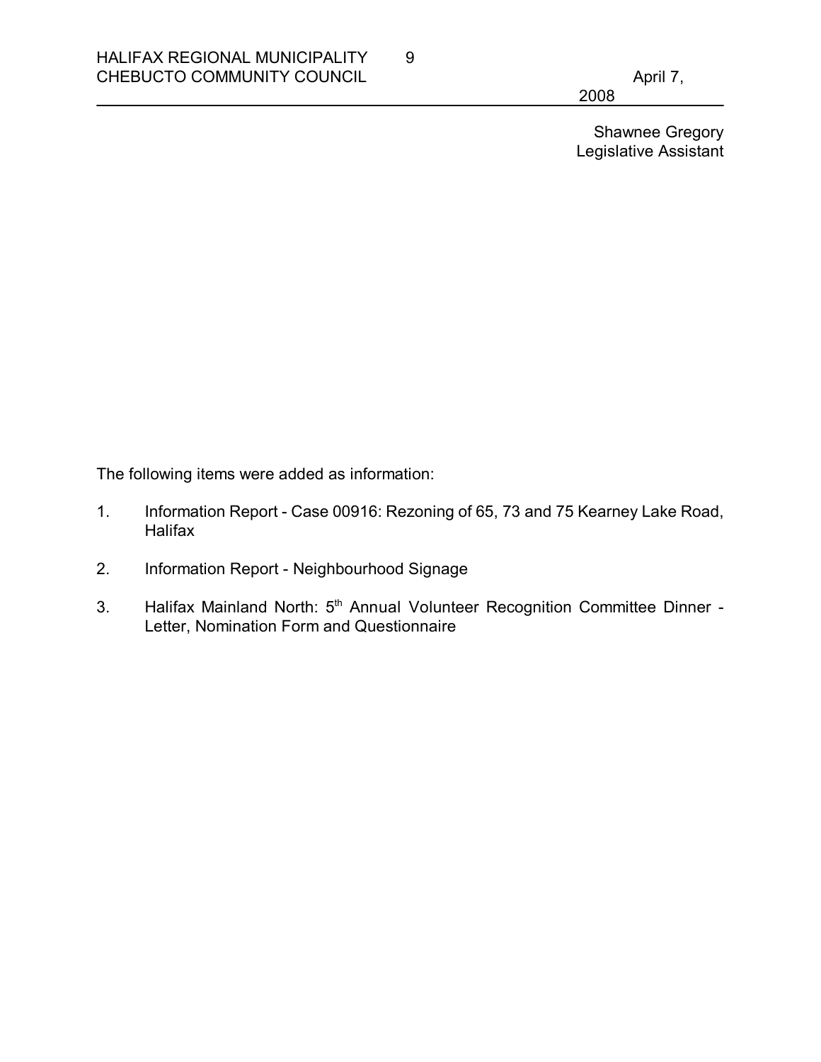Shawnee Gregory
Legislative Assistant

The following items were added as information:

1. Information Report - Case 00916: Rezoning of 65, 73 and 75 Kearney Lake Road, Halifax

2. Information Report - Neighbourhood Signage

3. Halifax Mainland North: 5th Annual Volunteer Recognition Committee Dinner - Letter, Nomination Form and Questionnaire